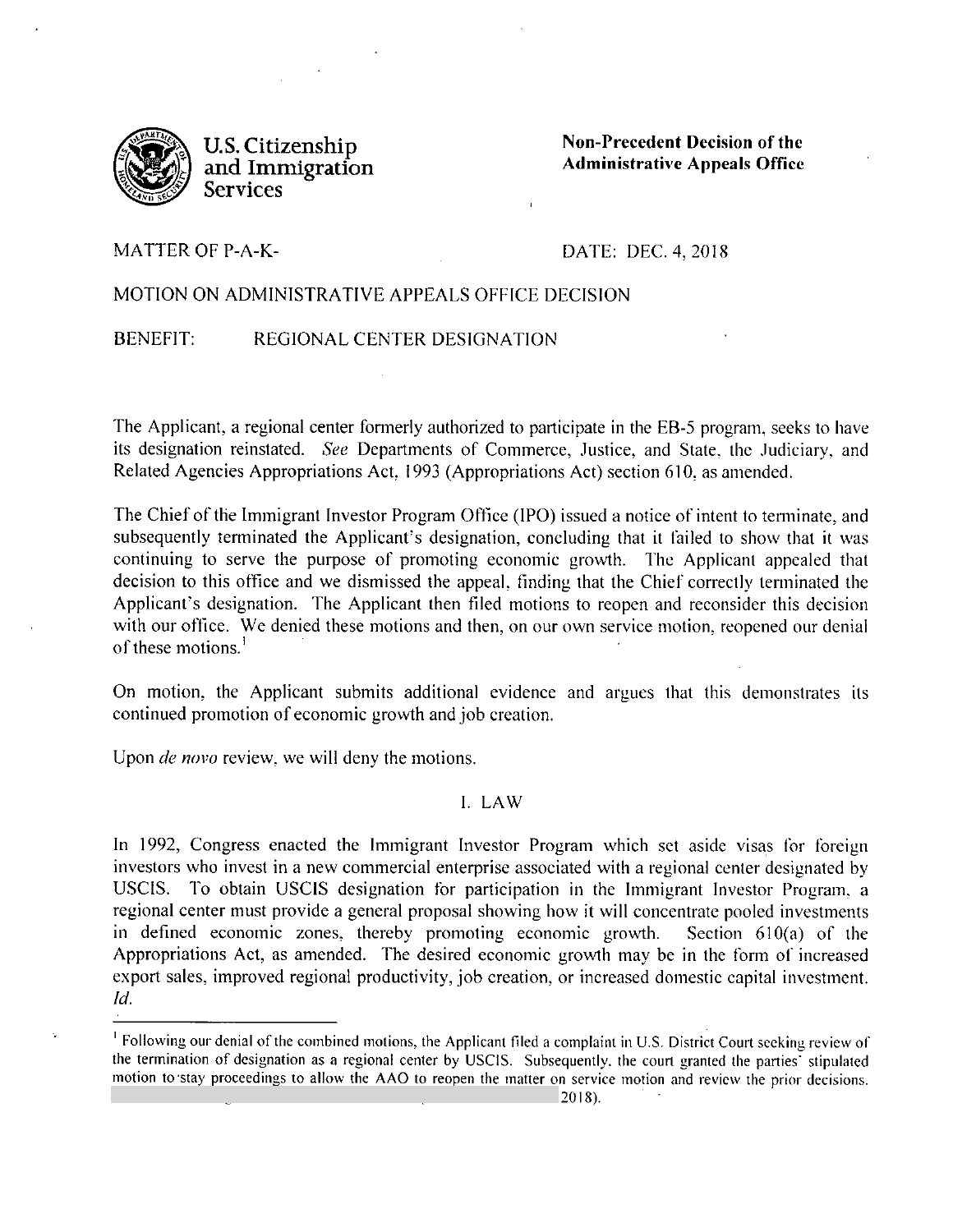U.S. Citizenship and Immigration Services

**Non-Precedent Decision of the Administrative Appeals Office**

MATTER OF P-A-K-

DATE: DEC. 4, 2018

MOTION ON ADMINISTRATIVE APPEALS OFFICE DECISION

BENEFIT: REGIONAL CENTER DESIGNATION

The Applicant, a regional center formerly authorized to participate in the EB-5 program, seeks to have its designation reinstated. *See* Departments of Commerce, Justice, and State, the Judiciary, and Related Agencies Appropriations Act, 1993 (Appropriations Act) section 610, as amended.

The Chief of the Immigrant Investor Program Office (IPO) issued a notice of intent to terminate, and subsequently terminated the Applicant's designation, concluding that it failed to show that it was continuing to serve the purpose of promoting economic growth. The Applicant appealed that decision to this office and we dismissed the appeal, finding that the Chief correctly terminated the Applicant's designation. The Applicant then filed motions to reopen and reconsider this decision with our office. We denied these motions and then, on our own service motion, reopened our denial of these motions.[1]

On motion, the Applicant submits additional evidence and argues that this demonstrates its continued promotion of economic growth and job creation.

Upon *de novo* review, we will deny the motions.

## I. LAW

In 1992, Congress enacted the Immigrant Investor Program which set aside visas for foreign investors who invest in a new commercial enterprise associated with a regional center designated by USCIS. To obtain USCIS designation for participation in the Immigrant Investor Program, a regional center must provide a general proposal showing how it will concentrate pooled investments in defined economic zones, thereby promoting economic growth. Section 610(a) of the Appropriations Act, as amended. The desired economic growth may be in the form of increased export sales, improved regional productivity, job creation, or increased domestic capital investment. *Id.*

[1] Following our denial of the combined motions, the Applicant filed a complaint in U.S. District Court seeking review of the termination of designation as a regional center by USCIS. Subsequently, the court granted the parties' stipulated motion to stay proceedings to allow the AAO to reopen the matter on service motion and review the prior decisions. 2018).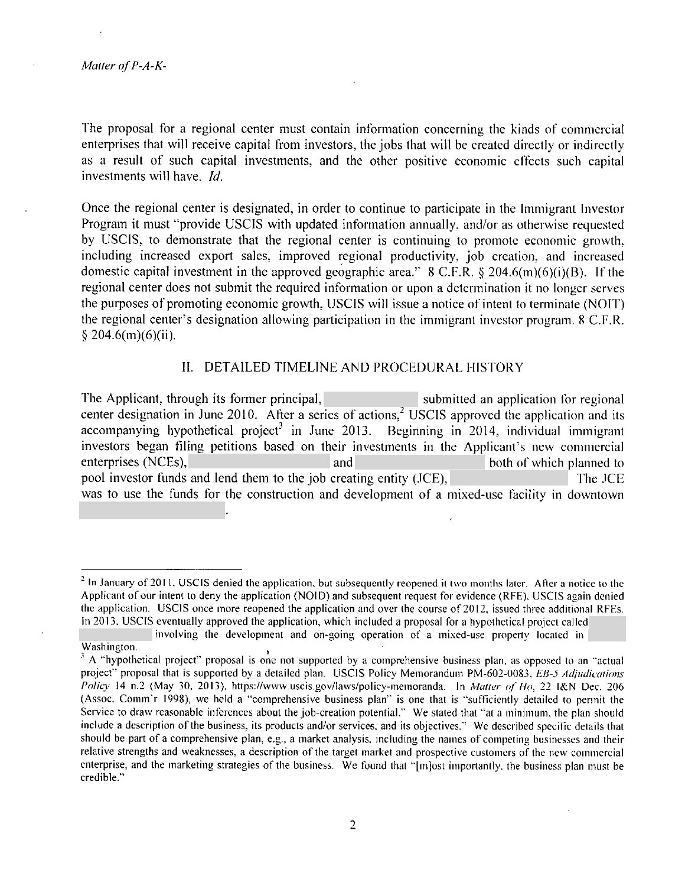The proposal for a regional center must contain information concerning the kinds of commercial enterprises that will receive capital from investors, the jobs that will be created directly or indirectly as a result of such capital investments, and the other positive economic effects such capital investments will have. *Id.*

Once the regional center is designated, in order to continue to participate in the Immigrant Investor Program it must "provide USCIS with updated information annually, and/or as otherwise requested by USCIS, to demonstrate that the regional center is continuing to promote economic growth, including increased export sales, improved regional productivity, job creation, and increased domestic capital investment in the approved geographic area." 8 C.F.R. § 204.6(m)(6)(i)(B). If the regional center does not submit the required information or upon a determination it no longer serves the purposes of promoting economic growth, USCIS will issue a notice of intent to terminate (NOIT) the regional center's designation allowing participation in the immigrant investor program. 8 C.F.R. § 204.6(m)(6)(ii).

## II. DETAILED TIMELINE AND PROCEDURAL HISTORY

The Applicant, through its former principal, submitted an application for regional center designation in June 2010. After a series of actions,[2] USCIS approved the application and its accompanying hypothetical project[3] in June 2013. Beginning in 2014, individual immigrant investors began filing petitions based on their investments in the Applicant's new commercial enterprises (NCEs), and both of which planned to pool investor funds and lend them to the job creating entity (JCE), The JCE was to use the funds for the construction and development of a mixed-use facility in downtown .

---

[2] In January of 2011, USCIS denied the application, but subsequently reopened it two months later. After a notice to the Applicant of our intent to deny the application (NOID) and subsequent request for evidence (RFE), USCIS again denied the application. USCIS once more reopened the application and over the course of 2012, issued three additional RFEs. In 2013, USCIS eventually approved the application, which included a proposal for a hypothetical project called involving the development and on-going operation of a mixed-use property located in Washington.

[3] A "hypothetical project" proposal is one not supported by a comprehensive business plan, as opposed to an "actual project" proposal that is supported by a detailed plan. USCIS Policy Memorandum PM-602-0083, *EB-5 Adjudications Policy* 14 n.2 (May 30, 2013), https://www.uscis.gov/laws/policy-memoranda. In *Matter of Ho*, 22 I&N Dec. 206 (Assoc. Comm'r 1998), we held a "comprehensive business plan" is one that is "sufficiently detailed to permit the Service to draw reasonable inferences about the job-creation potential." We stated that "at a minimum, the plan should include a description of the business, its products and/or services, and its objectives." We described specific details that should be part of a comprehensive plan, e.g., a market analysis, including the names of competing businesses and their relative strengths and weaknesses, a description of the target market and prospective customers of the new commercial enterprise, and the marketing strategies of the business. We found that "[m]ost importantly, the business plan must be credible."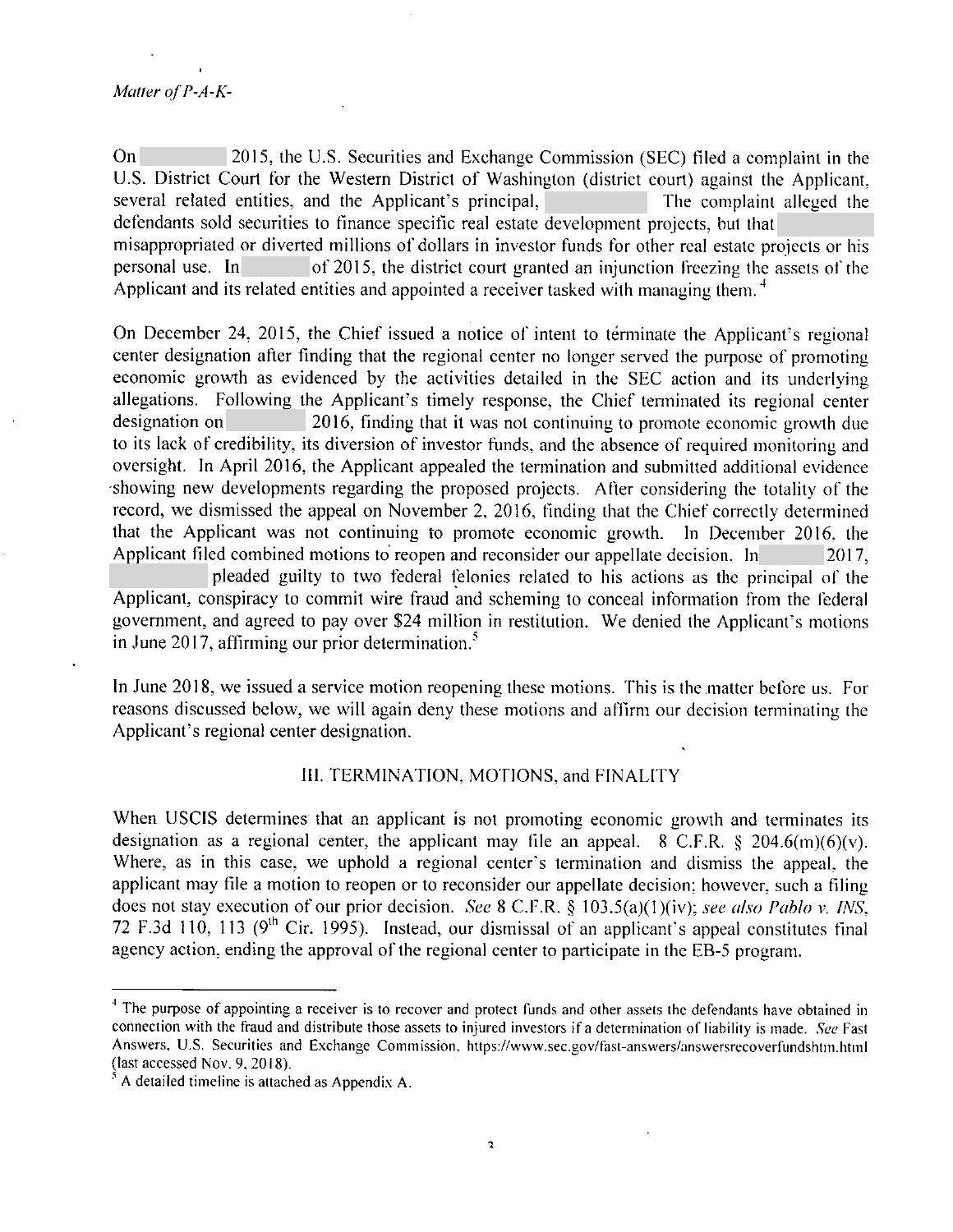On 2015, the U.S. Securities and Exchange Commission (SEC) filed a complaint in the U.S. District Court for the Western District of Washington (district court) against the Applicant, several related entities, and the Applicant's principal, The complaint alleged the defendants sold securities to finance specific real estate development projects, but that misappropriated or diverted millions of dollars in investor funds for other real estate projects or his personal use. In of 2015, the district court granted an injunction freezing the assets of the Applicant and its related entities and appointed a receiver tasked with managing them.[4]

On December 24, 2015, the Chief issued a notice of intent to terminate the Applicant's regional center designation after finding that the regional center no longer served the purpose of promoting economic growth as evidenced by the activities detailed in the SEC action and its underlying allegations. Following the Applicant's timely response, the Chief terminated its regional center designation on 2016, finding that it was not continuing to promote economic growth due to its lack of credibility, its diversion of investor funds, and the absence of required monitoring and oversight. In April 2016, the Applicant appealed the termination and submitted additional evidence showing new developments regarding the proposed projects. After considering the totality of the record, we dismissed the appeal on November 2, 2016, finding that the Chief correctly determined that the Applicant was not continuing to promote economic growth. In December 2016, the Applicant filed combined motions to reopen and reconsider our appellate decision. In 2017, pleaded guilty to two federal felonies related to his actions as the principal of the Applicant, conspiracy to commit wire fraud and scheming to conceal information from the federal government, and agreed to pay over $24 million in restitution. We denied the Applicant's motions in June 2017, affirming our prior determination.[5]

In June 2018, we issued a service motion reopening these motions. This is the matter before us. For reasons discussed below, we will again deny these motions and affirm our decision terminating the Applicant's regional center designation.

## III. TERMINATION, MOTIONS, and FINALITY

When USCIS determines that an applicant is not promoting economic growth and terminates its designation as a regional center, the applicant may file an appeal. 8 C.F.R. § 204.6(m)(6)(v). Where, as in this case, we uphold a regional center's termination and dismiss the appeal, the applicant may file a motion to reopen or to reconsider our appellate decision; however, such a filing does not stay execution of our prior decision. *See* 8 C.F.R. § 103.5(a)(1)(iv); *see also Pablo v. INS*, 72 F.3d 110, 113 (9th Cir. 1995). Instead, our dismissal of an applicant's appeal constitutes final agency action, ending the approval of the regional center to participate in the EB-5 program.

---

[4] The purpose of appointing a receiver is to recover and protect funds and other assets the defendants have obtained in connection with the fraud and distribute those assets to injured investors if a determination of liability is made. *See* Fast Answers, U.S. Securities and Exchange Commission, https://www.sec.gov/fast-answers/answersrecoverfundshtm.html (last accessed Nov. 9, 2018).

[5] A detailed timeline is attached as Appendix A.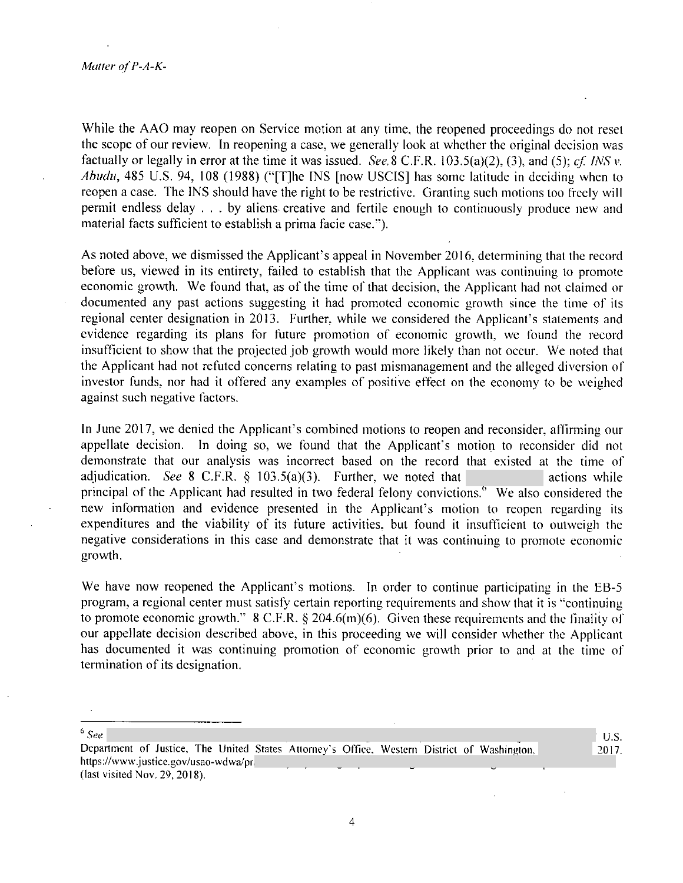While the AAO may reopen on Service motion at any time, the reopened proceedings do not reset the scope of our review. In reopening a case, we generally look at whether the original decision was factually or legally in error at the time it was issued. *See* 8 C.F.R. 103.5(a)(2), (3), and (5); *cf. INS v. Abudu*, 485 U.S. 94, 108 (1988) ("[T]he INS [now USCIS] has some latitude in deciding when to reopen a case. The INS should have the right to be restrictive. Granting such motions too freely will permit endless delay . . . by aliens creative and fertile enough to continuously produce new and material facts sufficient to establish a prima facie case.").

As noted above, we dismissed the Applicant's appeal in November 2016, determining that the record before us, viewed in its entirety, failed to establish that the Applicant was continuing to promote economic growth. We found that, as of the time of that decision, the Applicant had not claimed or documented any past actions suggesting it had promoted economic growth since the time of its regional center designation in 2013. Further, while we considered the Applicant's statements and evidence regarding its plans for future promotion of economic growth, we found the record insufficient to show that the projected job growth would more likely than not occur. We noted that the Applicant had not refuted concerns relating to past mismanagement and the alleged diversion of investor funds, nor had it offered any examples of positive effect on the economy to be weighed against such negative factors.

In June 2017, we denied the Applicant's combined motions to reopen and reconsider, affirming our appellate decision. In doing so, we found that the Applicant's motion to reconsider did not demonstrate that our analysis was incorrect based on the record that existed at the time of adjudication. *See* 8 C.F.R. § 103.5(a)(3). Further, we noted that [redacted] actions while principal of the Applicant had resulted in two federal felony convictions.[6] We also considered the new information and evidence presented in the Applicant's motion to reopen regarding its expenditures and the viability of its future activities, but found it insufficient to outweigh the negative considerations in this case and demonstrate that it was continuing to promote economic growth.

We have now reopened the Applicant's motions. In order to continue participating in the EB-5 program, a regional center must satisfy certain reporting requirements and show that it is "continuing to promote economic growth." 8 C.F.R. § 204.6(m)(6). Given these requirements and the finality of our appellate decision described above, in this proceeding we will consider whether the Applicant has documented it was continuing promotion of economic growth prior to and at the time of termination of its designation.

---

[6] *See* [redacted] U.S. Department of Justice, The United States Attorney's Office, Western District of Washington, [redacted] 2017, https://www.justice.gov/usao-wdwa/pr[redacted] (last visited Nov. 29, 2018).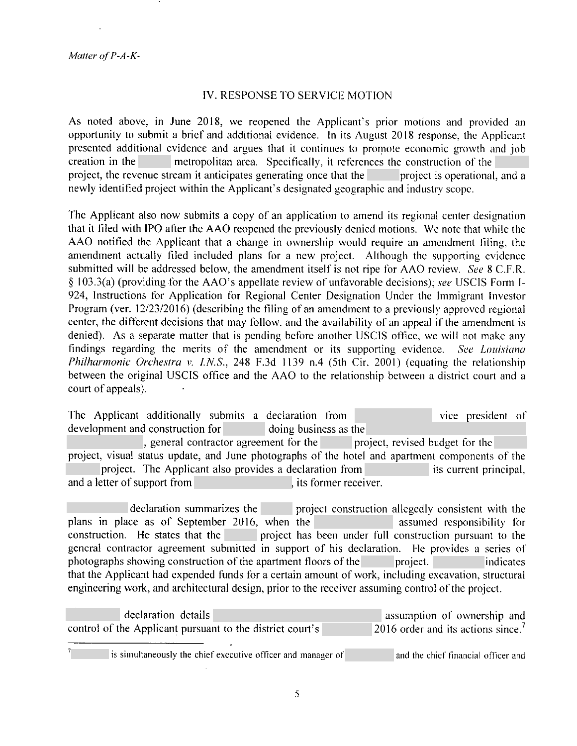## IV. RESPONSE TO SERVICE MOTION

As noted above, in June 2018, we reopened the Applicant's prior motions and provided an opportunity to submit a brief and additional evidence. In its August 2018 response, the Applicant presented additional evidence and argues that it continues to promote economic growth and job creation in the metropolitan area. Specifically, it references the construction of the project, the revenue stream it anticipates generating once that the project is operational, and a newly identified project within the Applicant's designated geographic and industry scope.

The Applicant also now submits a copy of an application to amend its regional center designation that it filed with IPO after the AAO reopened the previously denied motions. We note that while the AAO notified the Applicant that a change in ownership would require an amendment filing, the amendment actually filed included plans for a new project. Although the supporting evidence submitted will be addressed below, the amendment itself is not ripe for AAO review. *See* 8 C.F.R. § 103.3(a) (providing for the AAO's appellate review of unfavorable decisions); *see* USCIS Form I-924, Instructions for Application for Regional Center Designation Under the Immigrant Investor Program (ver. 12/23/2016) (describing the filing of an amendment to a previously approved regional center, the different decisions that may follow, and the availability of an appeal if the amendment is denied). As a separate matter that is pending before another USCIS office, we will not make any findings regarding the merits of the amendment or its supporting evidence. *See Louisiana Philharmonic Orchestra v. I.N.S.*, 248 F.3d 1139 n.4 (5th Cir. 2001) (equating the relationship between the original USCIS office and the AAO to the relationship between a district court and a court of appeals).

The Applicant additionally submits a declaration from vice president of development and construction for doing business as the , general contractor agreement for the project, revised budget for the project, visual status update, and June photographs of the hotel and apartment components of the project. The Applicant also provides a declaration from its current principal, and a letter of support from , its former receiver.

declaration summarizes the project construction allegedly consistent with the plans in place as of September 2016, when the assumed responsibility for construction. He states that the project has been under full construction pursuant to the general contractor agreement submitted in support of his declaration. He provides a series of photographs showing construction of the apartment floors of the project. indicates that the Applicant had expended funds for a certain amount of work, including excavation, structural engineering work, and architectural design, prior to the receiver assuming control of the project.

declaration details assumption of ownership and control of the Applicant pursuant to the district court's 2016 order and its actions since.[7]

---

[7] is simultaneously the chief executive officer and manager of and the chief financial officer and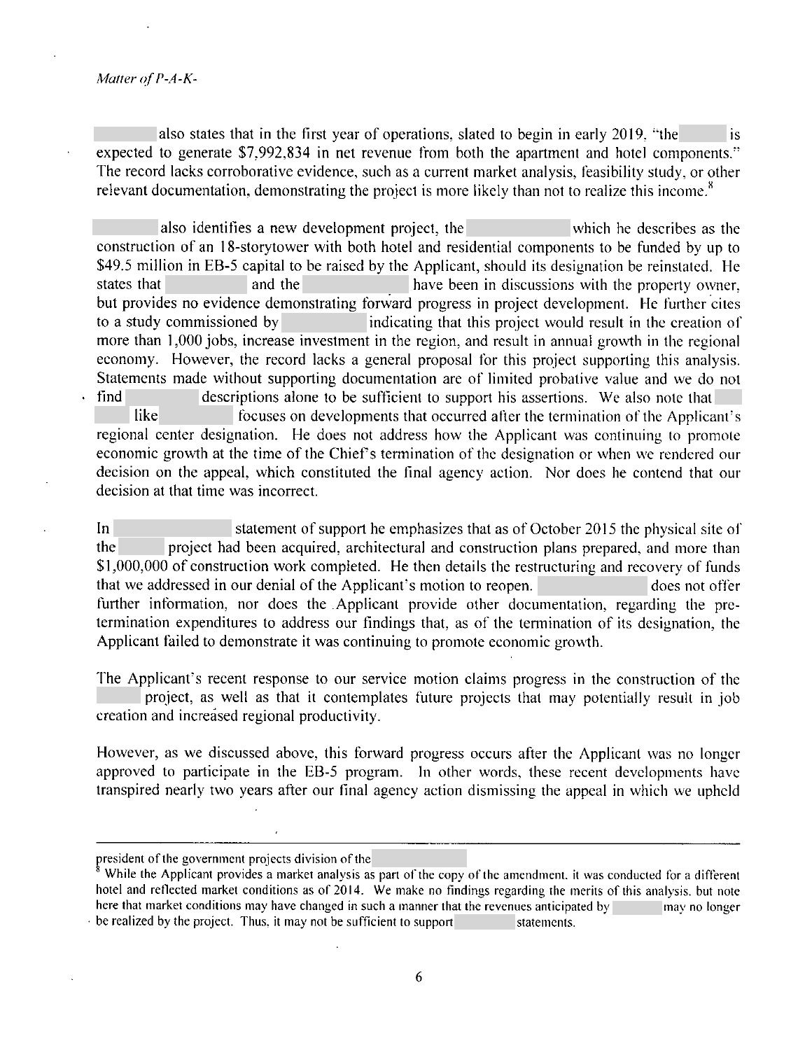also states that in the first year of operations, slated to begin in early 2019, "the is expected to generate $7,992,834 in net revenue from both the apartment and hotel components." The record lacks corroborative evidence, such as a current market analysis, feasibility study, or other relevant documentation, demonstrating the project is more likely than not to realize this income.[8]

also identifies a new development project, the which he describes as the construction of an 18-storytower with both hotel and residential components to be funded by up to $49.5 million in EB-5 capital to be raised by the Applicant, should its designation be reinstated. He states that and the have been in discussions with the property owner, but provides no evidence demonstrating forward progress in project development. He further cites to a study commissioned by indicating that this project would result in the creation of more than 1,000 jobs, increase investment in the region, and result in annual growth in the regional economy. However, the record lacks a general proposal for this project supporting this analysis. Statements made without supporting documentation are of limited probative value and we do not find descriptions alone to be sufficient to support his assertions. We also note that like focuses on developments that occurred after the termination of the Applicant's regional center designation. He does not address how the Applicant was continuing to promote economic growth at the time of the Chief's termination of the designation or when we rendered our decision on the appeal, which constituted the final agency action. Nor does he contend that our decision at that time was incorrect.

In statement of support he emphasizes that as of October 2015 the physical site of the project had been acquired, architectural and construction plans prepared, and more than $1,000,000 of construction work completed. He then details the restructuring and recovery of funds that we addressed in our denial of the Applicant's motion to reopen. does not offer further information, nor does the Applicant provide other documentation, regarding the pre-termination expenditures to address our findings that, as of the termination of its designation, the Applicant failed to demonstrate it was continuing to promote economic growth.

The Applicant's recent response to our service motion claims progress in the construction of the project, as well as that it contemplates future projects that may potentially result in job creation and increased regional productivity.

However, as we discussed above, this forward progress occurs after the Applicant was no longer approved to participate in the EB-5 program. In other words, these recent developments have transpired nearly two years after our final agency action dismissing the appeal in which we upheld

---

president of the government projects division of the

[8] While the Applicant provides a market analysis as part of the copy of the amendment, it was conducted for a different hotel and reflected market conditions as of 2014. We make no findings regarding the merits of this analysis, but note here that market conditions may have changed in such a manner that the revenues anticipated by may no longer be realized by the project. Thus, it may not be sufficient to support statements.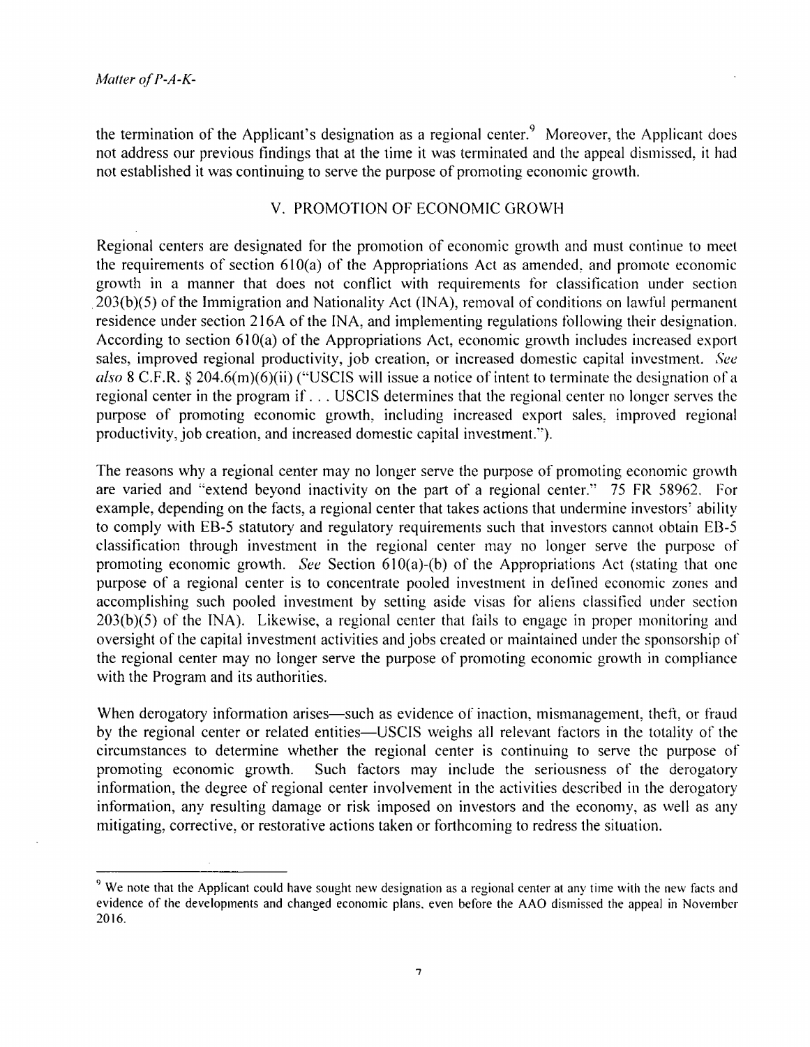the termination of the Applicant's designation as a regional center.[9] Moreover, the Applicant does not address our previous findings that at the time it was terminated and the appeal dismissed, it had not established it was continuing to serve the purpose of promoting economic growth.

## V. PROMOTION OF ECONOMIC GROWH

Regional centers are designated for the promotion of economic growth and must continue to meet the requirements of section 610(a) of the Appropriations Act as amended, and promote economic growth in a manner that does not conflict with requirements for classification under section 203(b)(5) of the Immigration and Nationality Act (INA), removal of conditions on lawful permanent residence under section 216A of the INA, and implementing regulations following their designation. According to section 610(a) of the Appropriations Act, economic growth includes increased export sales, improved regional productivity, job creation, or increased domestic capital investment. *See also* 8 C.F.R. § 204.6(m)(6)(ii) ("USCIS will issue a notice of intent to terminate the designation of a regional center in the program if . . . USCIS determines that the regional center no longer serves the purpose of promoting economic growth, including increased export sales, improved regional productivity, job creation, and increased domestic capital investment.").

The reasons why a regional center may no longer serve the purpose of promoting economic growth are varied and "extend beyond inactivity on the part of a regional center." 75 FR 58962. For example, depending on the facts, a regional center that takes actions that undermine investors' ability to comply with EB-5 statutory and regulatory requirements such that investors cannot obtain EB-5 classification through investment in the regional center may no longer serve the purpose of promoting economic growth. *See* Section 610(a)-(b) of the Appropriations Act (stating that one purpose of a regional center is to concentrate pooled investment in defined economic zones and accomplishing such pooled investment by setting aside visas for aliens classified under section 203(b)(5) of the INA). Likewise, a regional center that fails to engage in proper monitoring and oversight of the capital investment activities and jobs created or maintained under the sponsorship of the regional center may no longer serve the purpose of promoting economic growth in compliance with the Program and its authorities.

When derogatory information arises—such as evidence of inaction, mismanagement, theft, or fraud by the regional center or related entities—USCIS weighs all relevant factors in the totality of the circumstances to determine whether the regional center is continuing to serve the purpose of promoting economic growth. Such factors may include the seriousness of the derogatory information, the degree of regional center involvement in the activities described in the derogatory information, any resulting damage or risk imposed on investors and the economy, as well as any mitigating, corrective, or restorative actions taken or forthcoming to redress the situation.

---

[9] We note that the Applicant could have sought new designation as a regional center at any time with the new facts and evidence of the developments and changed economic plans, even before the AAO dismissed the appeal in November 2016.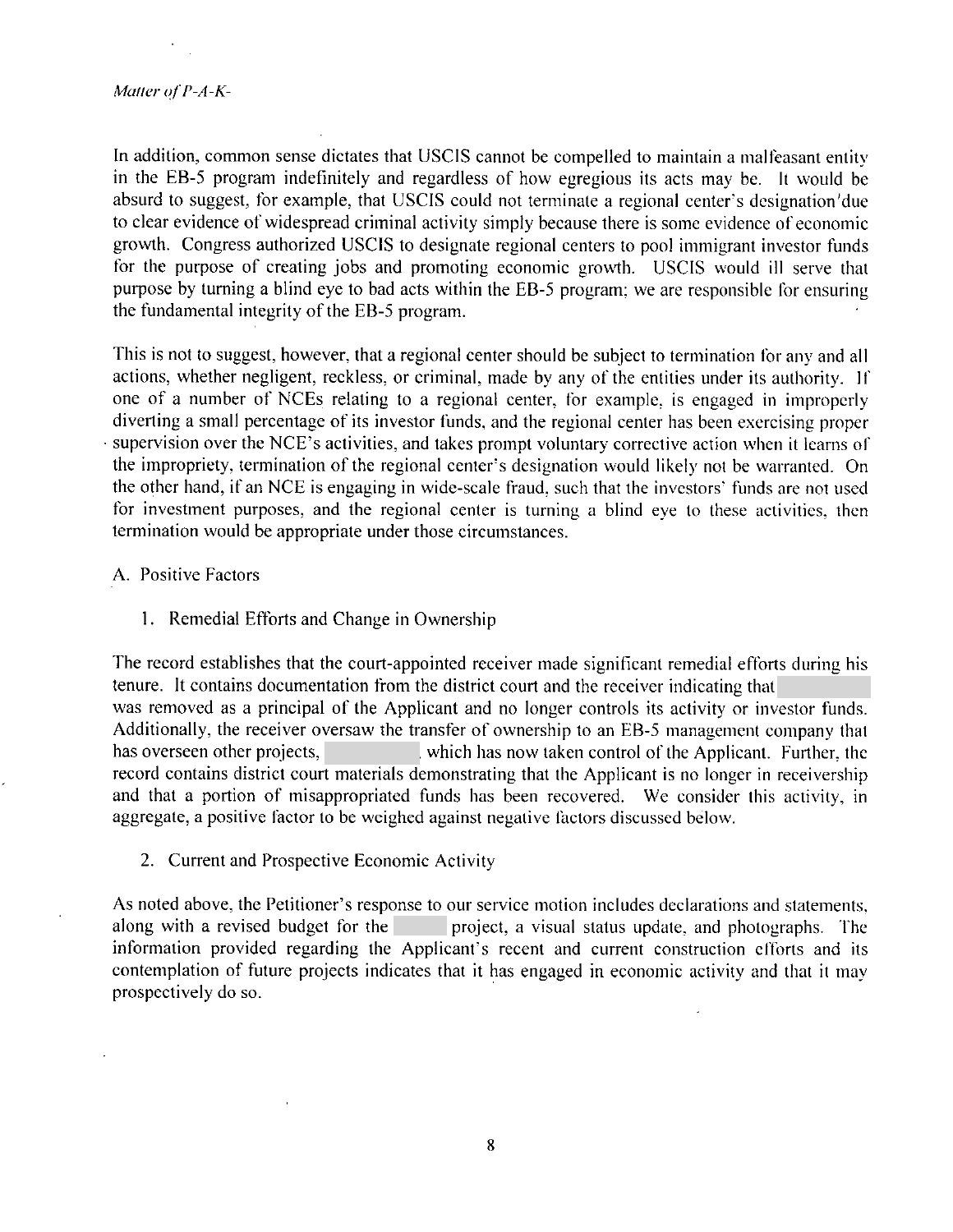In addition, common sense dictates that USCIS cannot be compelled to maintain a malfeasant entity in the EB-5 program indefinitely and regardless of how egregious its acts may be. It would be absurd to suggest, for example, that USCIS could not terminate a regional center's designation due to clear evidence of widespread criminal activity simply because there is some evidence of economic growth. Congress authorized USCIS to designate regional centers to pool immigrant investor funds for the purpose of creating jobs and promoting economic growth. USCIS would ill serve that purpose by turning a blind eye to bad acts within the EB-5 program; we are responsible for ensuring the fundamental integrity of the EB-5 program.

This is not to suggest, however, that a regional center should be subject to termination for any and all actions, whether negligent, reckless, or criminal, made by any of the entities under its authority. If one of a number of NCEs relating to a regional center, for example, is engaged in improperly diverting a small percentage of its investor funds, and the regional center has been exercising proper supervision over the NCE's activities, and takes prompt voluntary corrective action when it learns of the impropriety, termination of the regional center's designation would likely not be warranted. On the other hand, if an NCE is engaging in wide-scale fraud, such that the investors' funds are not used for investment purposes, and the regional center is turning a blind eye to these activities, then termination would be appropriate under those circumstances.

A. Positive Factors

1. Remedial Efforts and Change in Ownership

The record establishes that the court-appointed receiver made significant remedial efforts during his tenure. It contains documentation from the district court and the receiver indicating that [redacted] was removed as a principal of the Applicant and no longer controls its activity or investor funds. Additionally, the receiver oversaw the transfer of ownership to an EB-5 management company that has overseen other projects, [redacted], which has now taken control of the Applicant. Further, the record contains district court materials demonstrating that the Applicant is no longer in receivership and that a portion of misappropriated funds has been recovered. We consider this activity, in aggregate, a positive factor to be weighed against negative factors discussed below.

2. Current and Prospective Economic Activity

As noted above, the Petitioner's response to our service motion includes declarations and statements, along with a revised budget for the [redacted] project, a visual status update, and photographs. The information provided regarding the Applicant's recent and current construction efforts and its contemplation of future projects indicates that it has engaged in economic activity and that it may prospectively do so.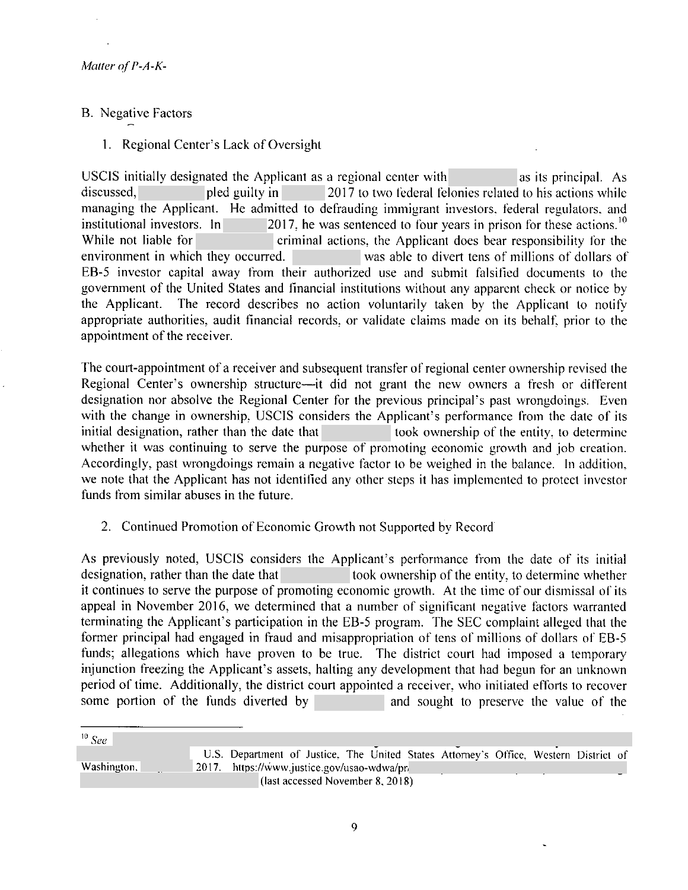B. Negative Factors

1. Regional Center's Lack of Oversight

USCIS initially designated the Applicant as a regional center with as its principal. As discussed, pled guilty in 2017 to two federal felonies related to his actions while managing the Applicant. He admitted to defrauding immigrant investors, federal regulators, and institutional investors. In 2017, he was sentenced to four years in prison for these actions.[10] While not liable for criminal actions, the Applicant does bear responsibility for the environment in which they occurred. was able to divert tens of millions of dollars of EB-5 investor capital away from their authorized use and submit falsified documents to the government of the United States and financial institutions without any apparent check or notice by the Applicant. The record describes no action voluntarily taken by the Applicant to notify appropriate authorities, audit financial records, or validate claims made on its behalf, prior to the appointment of the receiver.

The court-appointment of a receiver and subsequent transfer of regional center ownership revised the Regional Center's ownership structure—it did not grant the new owners a fresh or different designation nor absolve the Regional Center for the previous principal's past wrongdoings. Even with the change in ownership, USCIS considers the Applicant's performance from the date of its initial designation, rather than the date that took ownership of the entity, to determine whether it was continuing to serve the purpose of promoting economic growth and job creation. Accordingly, past wrongdoings remain a negative factor to be weighed in the balance. In addition, we note that the Applicant has not identified any other steps it has implemented to protect investor funds from similar abuses in the future.

2. Continued Promotion of Economic Growth not Supported by Record

As previously noted, USCIS considers the Applicant's performance from the date of its initial designation, rather than the date that took ownership of the entity, to determine whether it continues to serve the purpose of promoting economic growth. At the time of our dismissal of its appeal in November 2016, we determined that a number of significant negative factors warranted terminating the Applicant's participation in the EB-5 program. The SEC complaint alleged that the former principal had engaged in fraud and misappropriation of tens of millions of dollars of EB-5 funds; allegations which have proven to be true. The district court had imposed a temporary injunction freezing the Applicant's assets, halting any development that had begun for an unknown period of time. Additionally, the district court appointed a receiver, who initiated efforts to recover some portion of the funds diverted by and sought to preserve the value of the

---

[10] *See* U.S. Department of Justice, The United States Attorney's Office, Western District of Washington, 2017. https://www.justice.gov/usao-wdwa/pr (last accessed November 8, 2018)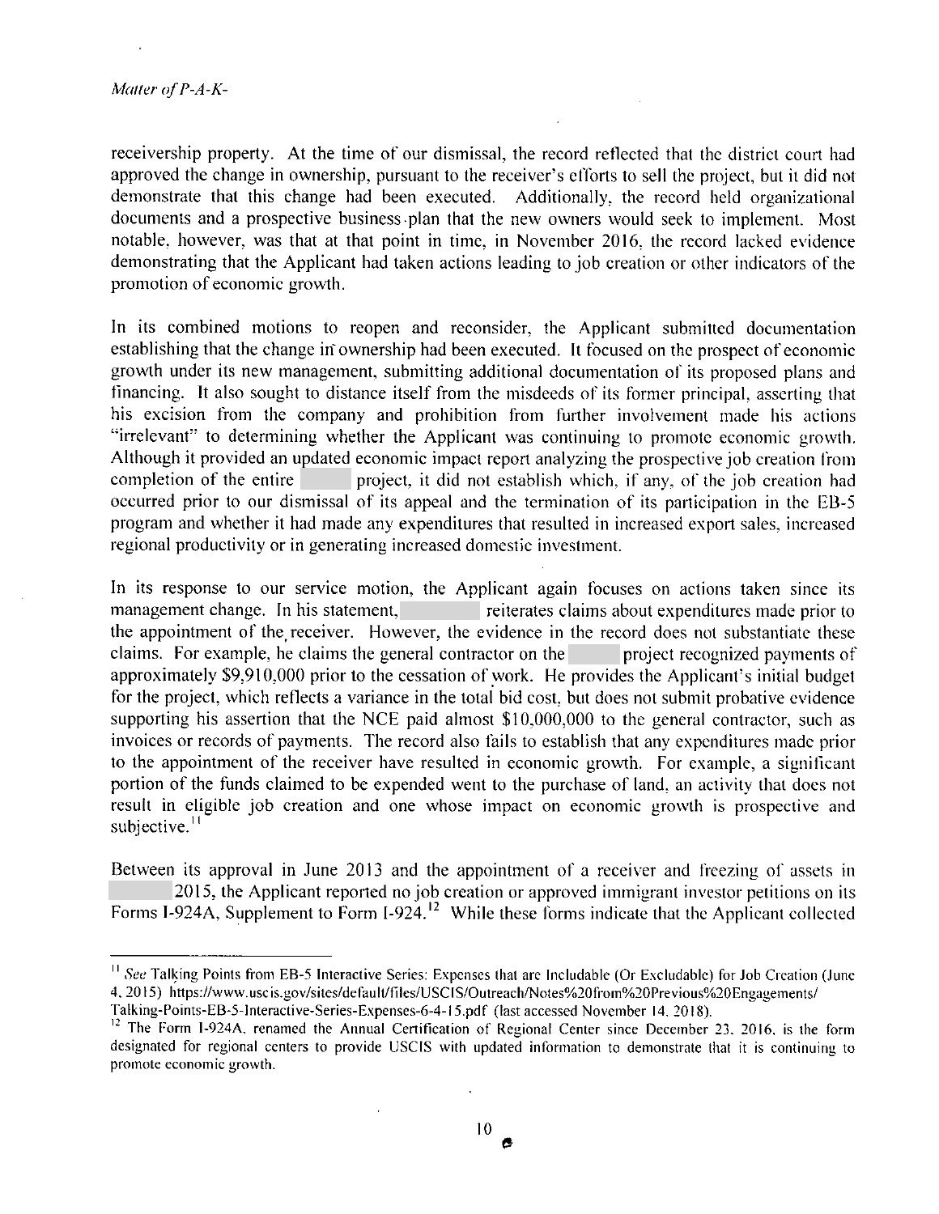receivership property. At the time of our dismissal, the record reflected that the district court had approved the change in ownership, pursuant to the receiver's efforts to sell the project, but it did not demonstrate that this change had been executed. Additionally, the record held organizational documents and a prospective business plan that the new owners would seek to implement. Most notable, however, was that at that point in time, in November 2016, the record lacked evidence demonstrating that the Applicant had taken actions leading to job creation or other indicators of the promotion of economic growth.

In its combined motions to reopen and reconsider, the Applicant submitted documentation establishing that the change in ownership had been executed. It focused on the prospect of economic growth under its new management, submitting additional documentation of its proposed plans and financing. It also sought to distance itself from the misdeeds of its former principal, asserting that his excision from the company and prohibition from further involvement made his actions "irrelevant" to determining whether the Applicant was continuing to promote economic growth. Although it provided an updated economic impact report analyzing the prospective job creation from completion of the entire project, it did not establish which, if any, of the job creation had occurred prior to our dismissal of its appeal and the termination of its participation in the EB-5 program and whether it had made any expenditures that resulted in increased export sales, increased regional productivity or in generating increased domestic investment.

In its response to our service motion, the Applicant again focuses on actions taken since its management change. In his statement, reiterates claims about expenditures made prior to the appointment of the receiver. However, the evidence in the record does not substantiate these claims. For example, he claims the general contractor on the project recognized payments of approximately $9,910,000 prior to the cessation of work. He provides the Applicant's initial budget for the project, which reflects a variance in the total bid cost, but does not submit probative evidence supporting his assertion that the NCE paid almost $10,000,000 to the general contractor, such as invoices or records of payments. The record also fails to establish that any expenditures made prior to the appointment of the receiver have resulted in economic growth. For example, a significant portion of the funds claimed to be expended went to the purchase of land, an activity that does not result in eligible job creation and one whose impact on economic growth is prospective and subjective.[11]

Between its approval in June 2013 and the appointment of a receiver and freezing of assets in 2015, the Applicant reported no job creation or approved immigrant investor petitions on its Forms I-924A, Supplement to Form I-924.[12] While these forms indicate that the Applicant collected

---

[11] *See* Talking Points from EB-5 Interactive Series: Expenses that are Includable (Or Excludable) for Job Creation (June 4, 2015) https://www.uscis.gov/sites/default/files/USCIS/Outreach/Notes%20from%20Previous%20Engagements/Talking-Points-EB-5-Interactive-Series-Expenses-6-4-15.pdf (last accessed November 14, 2018).

[12] The Form I-924A, renamed the Annual Certification of Regional Center since December 23, 2016, is the form designated for regional centers to provide USCIS with updated information to demonstrate that it is continuing to promote economic growth.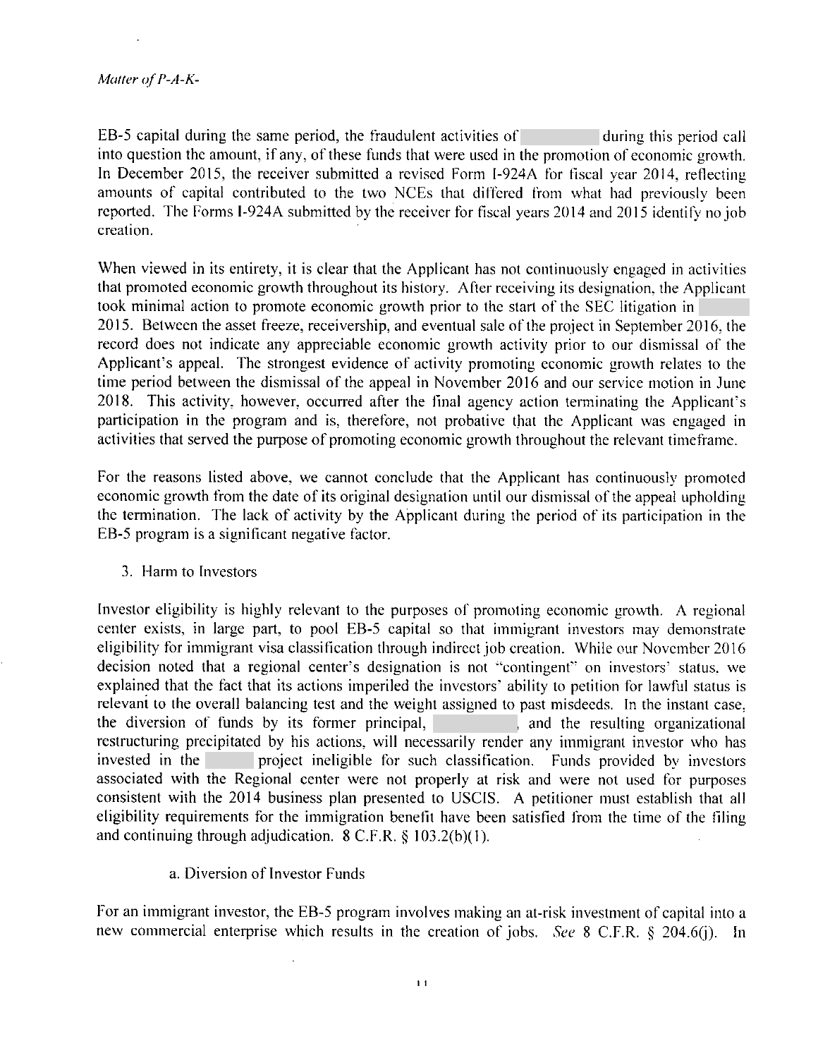EB-5 capital during the same period, the fraudulent activities of during this period call into question the amount, if any, of these funds that were used in the promotion of economic growth. In December 2015, the receiver submitted a revised Form I-924A for fiscal year 2014, reflecting amounts of capital contributed to the two NCEs that differed from what had previously been reported. The Forms I-924A submitted by the receiver for fiscal years 2014 and 2015 identify no job creation.

When viewed in its entirety, it is clear that the Applicant has not continuously engaged in activities that promoted economic growth throughout its history. After receiving its designation, the Applicant took minimal action to promote economic growth prior to the start of the SEC litigation in 2015. Between the asset freeze, receivership, and eventual sale of the project in September 2016, the record does not indicate any appreciable economic growth activity prior to our dismissal of the Applicant's appeal. The strongest evidence of activity promoting economic growth relates to the time period between the dismissal of the appeal in November 2016 and our service motion in June 2018. This activity, however, occurred after the final agency action terminating the Applicant's participation in the program and is, therefore, not probative that the Applicant was engaged in activities that served the purpose of promoting economic growth throughout the relevant timeframe.

For the reasons listed above, we cannot conclude that the Applicant has continuously promoted economic growth from the date of its original designation until our dismissal of the appeal upholding the termination. The lack of activity by the Applicant during the period of its participation in the EB-5 program is a significant negative factor.

3. Harm to Investors

Investor eligibility is highly relevant to the purposes of promoting economic growth. A regional center exists, in large part, to pool EB-5 capital so that immigrant investors may demonstrate eligibility for immigrant visa classification through indirect job creation. While our November 2016 decision noted that a regional center's designation is not "contingent" on investors' status, we explained that the fact that its actions imperiled the investors' ability to petition for lawful status is relevant to the overall balancing test and the weight assigned to past misdeeds. In the instant case, the diversion of funds by its former principal, , and the resulting organizational restructuring precipitated by his actions, will necessarily render any immigrant investor who has invested in the project ineligible for such classification. Funds provided by investors associated with the Regional center were not properly at risk and were not used for purposes consistent with the 2014 business plan presented to USCIS. A petitioner must establish that all eligibility requirements for the immigration benefit have been satisfied from the time of the filing and continuing through adjudication. 8 C.F.R. § 103.2(b)(1).

a. Diversion of Investor Funds

For an immigrant investor, the EB-5 program involves making an at-risk investment of capital into a new commercial enterprise which results in the creation of jobs. *See* 8 C.F.R. § 204.6(j). In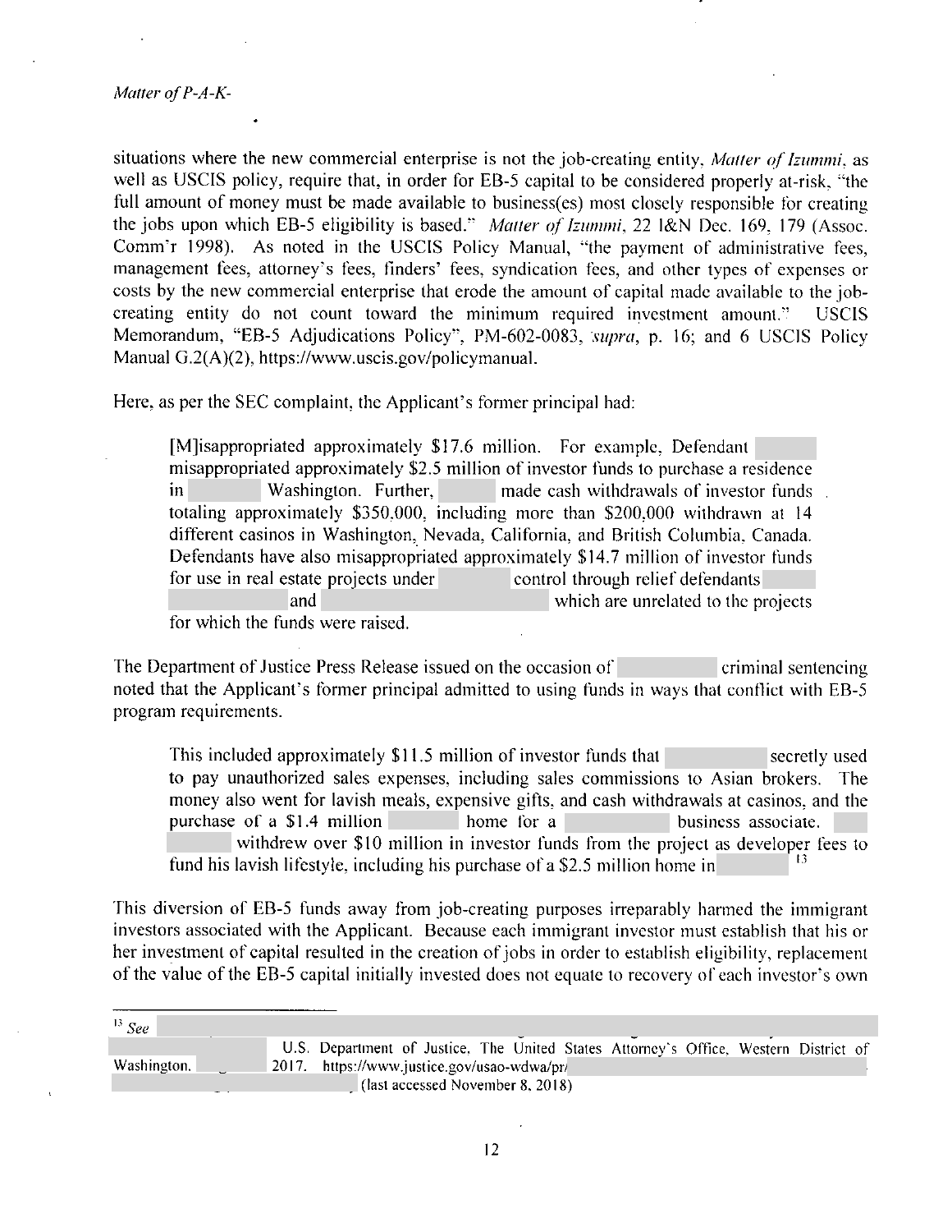situations where the new commercial enterprise is not the job-creating entity, *Matter of Izummi*, as well as USCIS policy, require that, in order for EB-5 capital to be considered properly at-risk, "the full amount of money must be made available to business(es) most closely responsible for creating the jobs upon which EB-5 eligibility is based." *Matter of Izummi*, 22 I&N Dec. 169, 179 (Assoc. Comm'r 1998). As noted in the USCIS Policy Manual, "the payment of administrative fees, management fees, attorney's fees, finders' fees, syndication fees, and other types of expenses or costs by the new commercial enterprise that erode the amount of capital made available to the job-creating entity do not count toward the minimum required investment amount." USCIS Memorandum, "EB-5 Adjudications Policy", PM-602-0083, *supra*, p. 16; and 6 USCIS Policy Manual G.2(A)(2), https://www.uscis.gov/policymanual.

Here, as per the SEC complaint, the Applicant's former principal had:

> [M]isappropriated approximately $17.6 million. For example, Defendant misappropriated approximately $2.5 million of investor funds to purchase a residence in Washington. Further, made cash withdrawals of investor funds totaling approximately $350,000, including more than $200,000 withdrawn at 14 different casinos in Washington, Nevada, California, and British Columbia, Canada. Defendants have also misappropriated approximately $14.7 million of investor funds for use in real estate projects under control through relief defendants and which are unrelated to the projects for which the funds were raised.

The Department of Justice Press Release issued on the occasion of criminal sentencing noted that the Applicant's former principal admitted to using funds in ways that conflict with EB-5 program requirements.

> This included approximately $11.5 million of investor funds that secretly used to pay unauthorized sales expenses, including sales commissions to Asian brokers. The money also went for lavish meals, expensive gifts, and cash withdrawals at casinos, and the purchase of a $1.4 million home for a business associate. withdrew over $10 million in investor funds from the project as developer fees to fund his lavish lifestyle, including his purchase of a $2.5 million home in [13]

This diversion of EB-5 funds away from job-creating purposes irreparably harmed the immigrant investors associated with the Applicant. Because each immigrant investor must establish that his or her investment of capital resulted in the creation of jobs in order to establish eligibility, replacement of the value of the EB-5 capital initially invested does not equate to recovery of each investor's own

---

[13] *See* U.S. Department of Justice, The United States Attorney's Office, Western District of Washington, 2017. https://www.justice.gov/usao-wdwa/pr/ (last accessed November 8, 2018)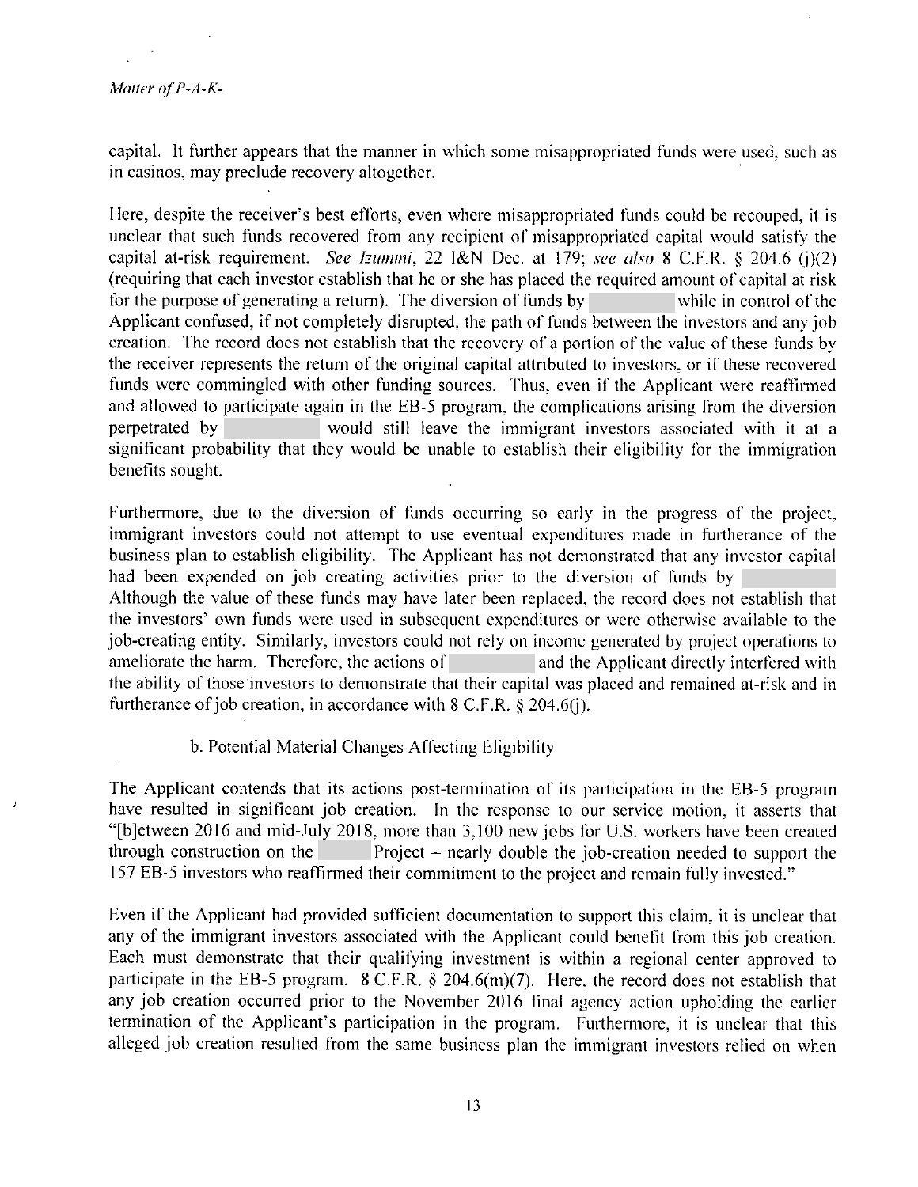capital. It further appears that the manner in which some misappropriated funds were used, such as in casinos, may preclude recovery altogether.

Here, despite the receiver's best efforts, even where misappropriated funds could be recouped, it is unclear that such funds recovered from any recipient of misappropriated capital would satisfy the capital at-risk requirement. *See Izummi*, 22 I&N Dec. at 179; *see also* 8 C.F.R. § 204.6 (j)(2) (requiring that each investor establish that he or she has placed the required amount of capital at risk for the purpose of generating a return). The diversion of funds by [redacted] while in control of the Applicant confused, if not completely disrupted, the path of funds between the investors and any job creation. The record does not establish that the recovery of a portion of the value of these funds by the receiver represents the return of the original capital attributed to investors, or if these recovered funds were commingled with other funding sources. Thus, even if the Applicant were reaffirmed and allowed to participate again in the EB-5 program, the complications arising from the diversion perpetrated by [redacted] would still leave the immigrant investors associated with it at a significant probability that they would be unable to establish their eligibility for the immigration benefits sought.

Furthermore, due to the diversion of funds occurring so early in the progress of the project, immigrant investors could not attempt to use eventual expenditures made in furtherance of the business plan to establish eligibility. The Applicant has not demonstrated that any investor capital had been expended on job creating activities prior to the diversion of funds by [redacted] Although the value of these funds may have later been replaced, the record does not establish that the investors' own funds were used in subsequent expenditures or were otherwise available to the job-creating entity. Similarly, investors could not rely on income generated by project operations to ameliorate the harm. Therefore, the actions of [redacted] and the Applicant directly interfered with the ability of those investors to demonstrate that their capital was placed and remained at-risk and in furtherance of job creation, in accordance with 8 C.F.R. § 204.6(j).

b. Potential Material Changes Affecting Eligibility

The Applicant contends that its actions post-termination of its participation in the EB-5 program have resulted in significant job creation. In the response to our service motion, it asserts that "[b]etween 2016 and mid-July 2018, more than 3,100 new jobs for U.S. workers have been created through construction on the [redacted] Project – nearly double the job-creation needed to support the 157 EB-5 investors who reaffirmed their commitment to the project and remain fully invested."

Even if the Applicant had provided sufficient documentation to support this claim, it is unclear that any of the immigrant investors associated with the Applicant could benefit from this job creation. Each must demonstrate that their qualifying investment is within a regional center approved to participate in the EB-5 program. 8 C.F.R. § 204.6(m)(7). Here, the record does not establish that any job creation occurred prior to the November 2016 final agency action upholding the earlier termination of the Applicant's participation in the program. Furthermore, it is unclear that this alleged job creation resulted from the same business plan the immigrant investors relied on when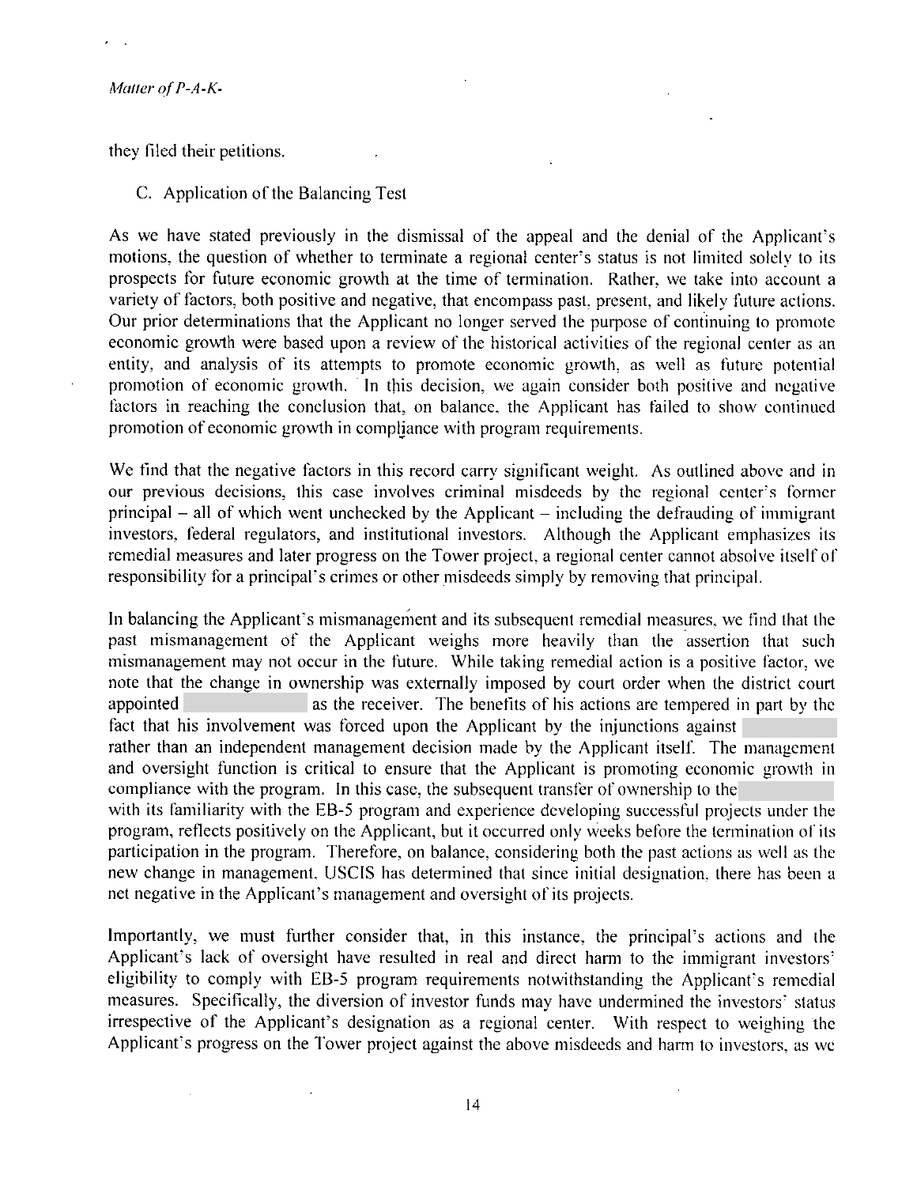they filed their petitions.

C. Application of the Balancing Test

As we have stated previously in the dismissal of the appeal and the denial of the Applicant's motions, the question of whether to terminate a regional center's status is not limited solely to its prospects for future economic growth at the time of termination. Rather, we take into account a variety of factors, both positive and negative, that encompass past, present, and likely future actions. Our prior determinations that the Applicant no longer served the purpose of continuing to promote economic growth were based upon a review of the historical activities of the regional center as an entity, and analysis of its attempts to promote economic growth, as well as future potential promotion of economic growth. In this decision, we again consider both positive and negative factors in reaching the conclusion that, on balance, the Applicant has failed to show continued promotion of economic growth in compliance with program requirements.

We find that the negative factors in this record carry significant weight. As outlined above and in our previous decisions, this case involves criminal misdeeds by the regional center's former principal – all of which went unchecked by the Applicant – including the defrauding of immigrant investors, federal regulators, and institutional investors. Although the Applicant emphasizes its remedial measures and later progress on the Tower project, a regional center cannot absolve itself of responsibility for a principal's crimes or other misdeeds simply by removing that principal.

In balancing the Applicant's mismanagement and its subsequent remedial measures, we find that the past mismanagement of the Applicant weighs more heavily than the assertion that such mismanagement may not occur in the future. While taking remedial action is a positive factor, we note that the change in ownership was externally imposed by court order when the district court appointed [redacted] as the receiver. The benefits of his actions are tempered in part by the fact that his involvement was forced upon the Applicant by the injunctions against [redacted] rather than an independent management decision made by the Applicant itself. The management and oversight function is critical to ensure that the Applicant is promoting economic growth in compliance with the program. In this case, the subsequent transfer of ownership to the [redacted] with its familiarity with the EB-5 program and experience developing successful projects under the program, reflects positively on the Applicant, but it occurred only weeks before the termination of its participation in the program. Therefore, on balance, considering both the past actions as well as the new change in management, USCIS has determined that since initial designation, there has been a net negative in the Applicant's management and oversight of its projects.

Importantly, we must further consider that, in this instance, the principal's actions and the Applicant's lack of oversight have resulted in real and direct harm to the immigrant investors' eligibility to comply with EB-5 program requirements notwithstanding the Applicant's remedial measures. Specifically, the diversion of investor funds may have undermined the investors' status irrespective of the Applicant's designation as a regional center. With respect to weighing the Applicant's progress on the Tower project against the above misdeeds and harm to investors, as we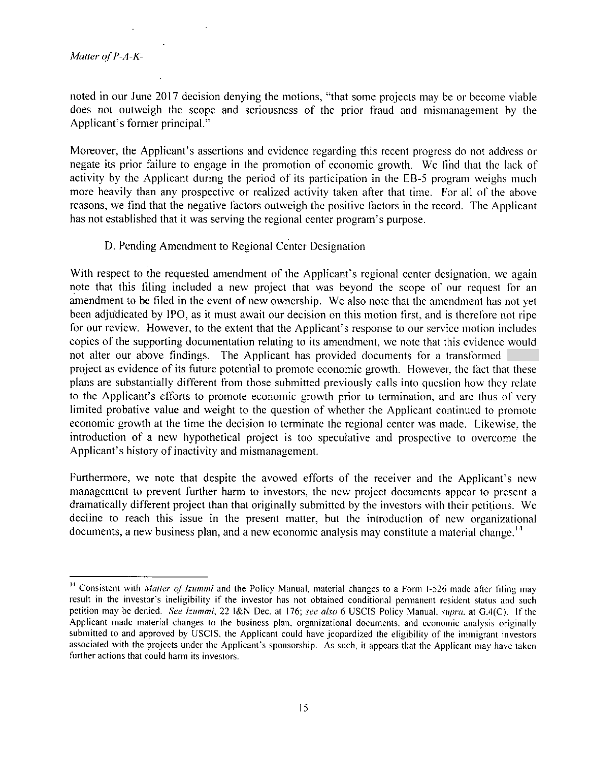noted in our June 2017 decision denying the motions, "that some projects may be or become viable does not outweigh the scope and seriousness of the prior fraud and mismanagement by the Applicant's former principal."

Moreover, the Applicant's assertions and evidence regarding this recent progress do not address or negate its prior failure to engage in the promotion of economic growth. We find that the lack of activity by the Applicant during the period of its participation in the EB-5 program weighs much more heavily than any prospective or realized activity taken after that time. For all of the above reasons, we find that the negative factors outweigh the positive factors in the record. The Applicant has not established that it was serving the regional center program's purpose.

### D. Pending Amendment to Regional Center Designation

With respect to the requested amendment of the Applicant's regional center designation, we again note that this filing included a new project that was beyond the scope of our request for an amendment to be filed in the event of new ownership. We also note that the amendment has not yet been adjudicated by IPO, as it must await our decision on this motion first, and is therefore not ripe for our review. However, to the extent that the Applicant's response to our service motion includes copies of the supporting documentation relating to its amendment, we note that this evidence would not alter our above findings. The Applicant has provided documents for a transformed project as evidence of its future potential to promote economic growth. However, the fact that these plans are substantially different from those submitted previously calls into question how they relate to the Applicant's efforts to promote economic growth prior to termination, and are thus of very limited probative value and weight to the question of whether the Applicant continued to promote economic growth at the time the decision to terminate the regional center was made. Likewise, the introduction of a new hypothetical project is too speculative and prospective to overcome the Applicant's history of inactivity and mismanagement.

Furthermore, we note that despite the avowed efforts of the receiver and the Applicant's new management to prevent further harm to investors, the new project documents appear to present a dramatically different project than that originally submitted by the investors with their petitions. We decline to reach this issue in the present matter, but the introduction of new organizational documents, a new business plan, and a new economic analysis may constitute a material change.[14]

---

[14] Consistent with *Matter of Izummi* and the Policy Manual, material changes to a Form I-526 made after filing may result in the investor's ineligibility if the investor has not obtained conditional permanent resident status and such petition may be denied. *See Izummi*, 22 I&N Dec. at 176; *see also* 6 USCIS Policy Manual, *supra*, at G.4(C). If the Applicant made material changes to the business plan, organizational documents, and economic analysis originally submitted to and approved by USCIS, the Applicant could have jeopardized the eligibility of the immigrant investors associated with the projects under the Applicant's sponsorship. As such, it appears that the Applicant may have taken further actions that could harm its investors.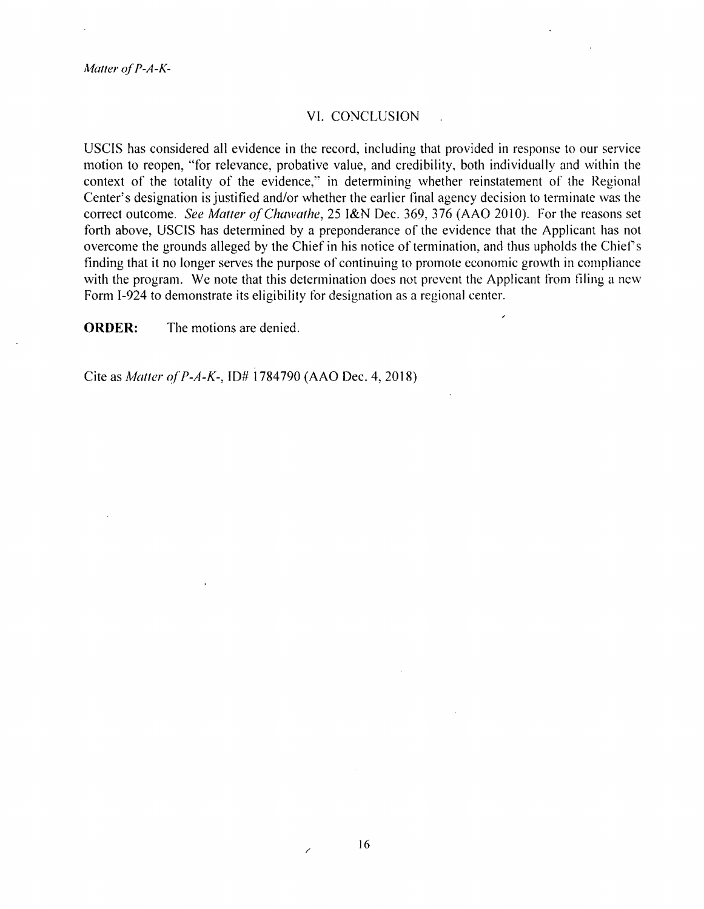## VI. CONCLUSION

USCIS has considered all evidence in the record, including that provided in response to our service motion to reopen, "for relevance, probative value, and credibility, both individually and within the context of the totality of the evidence," in determining whether reinstatement of the Regional Center's designation is justified and/or whether the earlier final agency decision to terminate was the correct outcome. *See Matter of Chawathe*, 25 I&N Dec. 369, 376 (AAO 2010). For the reasons set forth above, USCIS has determined by a preponderance of the evidence that the Applicant has not overcome the grounds alleged by the Chief in his notice of termination, and thus upholds the Chief's finding that it no longer serves the purpose of continuing to promote economic growth in compliance with the program. We note that this determination does not prevent the Applicant from filing a new Form I-924 to demonstrate its eligibility for designation as a regional center.

**ORDER:** The motions are denied.

Cite as *Matter of P-A-K-*, ID# 1784790 (AAO Dec. 4, 2018)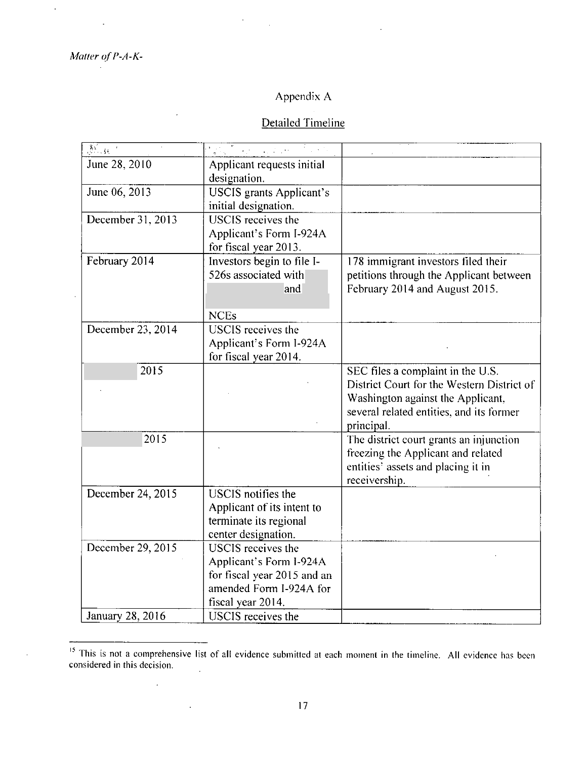## Appendix A

### Detailed Timeline

| | | |
|---|---|---|
| June 28, 2010 | Applicant requests initial designation. | |
| June 06, 2013 | USCIS grants Applicant's initial designation. | |
| December 31, 2013 | USCIS receives the Applicant's Form I-924A for fiscal year 2013. | |
| February 2014 | Investors begin to file I-526s associated with and NCEs | 178 immigrant investors filed their petitions through the Applicant between February 2014 and August 2015. |
| December 23, 2014 | USCIS receives the Applicant's Form I-924A for fiscal year 2014. | |
| 2015 | | SEC files a complaint in the U.S. District Court for the Western District of Washington against the Applicant, several related entities, and its former principal. |
| 2015 | | The district court grants an injunction freezing the Applicant and related entities' assets and placing it in receivership. |
| December 24, 2015 | USCIS notifies the Applicant of its intent to terminate its regional center designation. | |
| December 29, 2015 | USCIS receives the Applicant's Form I-924A for fiscal year 2015 and an amended Form I-924A for fiscal year 2014. | |
| January 28, 2016 | USCIS receives the | |

[15] This is not a comprehensive list of all evidence submitted at each moment in the timeline. All evidence has been considered in this decision.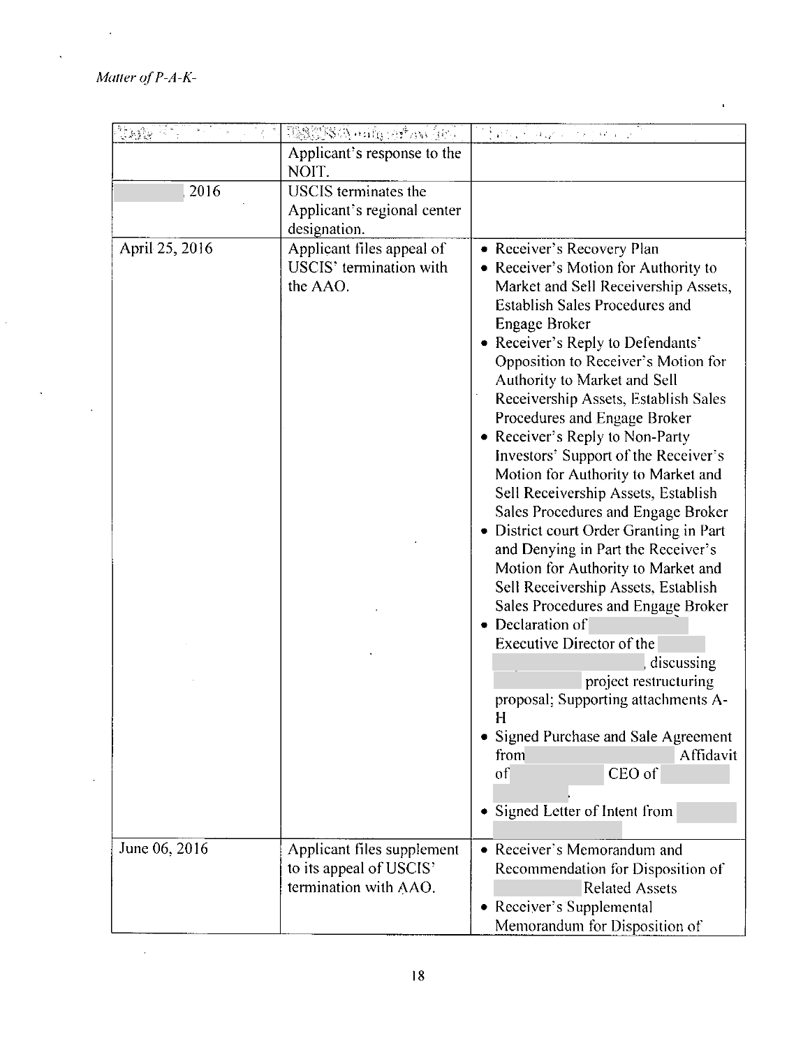| Date | USCIS Filing/Action | Evidence Submitted |
|---|---|---|
| | Applicant's response to the NOIT. | |
| , 2016 | USCIS terminates the Applicant's regional center designation. | |
| April 25, 2016 | Applicant files appeal of USCIS' termination with the AAO. | • Receiver's Recovery Plan<br>• Receiver's Motion for Authority to Market and Sell Receivership Assets, Establish Sales Procedures and Engage Broker<br>• Receiver's Reply to Defendants' Opposition to Receiver's Motion for Authority to Market and Sell Receivership Assets, Establish Sales Procedures and Engage Broker<br>• Receiver's Reply to Non-Party Investors' Support of the Receiver's Motion for Authority to Market and Sell Receivership Assets, Establish Sales Procedures and Engage Broker<br>• District court Order Granting in Part and Denying in Part the Receiver's Motion for Authority to Market and Sell Receivership Assets, Establish Sales Procedures and Engage Broker<br>• Declaration of Executive Director of the , discussing project restructuring proposal; Supporting attachments A-H<br>• Signed Purchase and Sale Agreement from Affidavit of CEO of .<br>• Signed Letter of Intent from |
| June 06, 2016 | Applicant files supplement to its appeal of USCIS' termination with AAO. | • Receiver's Memorandum and Recommendation for Disposition of Related Assets<br>• Receiver's Supplemental Memorandum for Disposition of |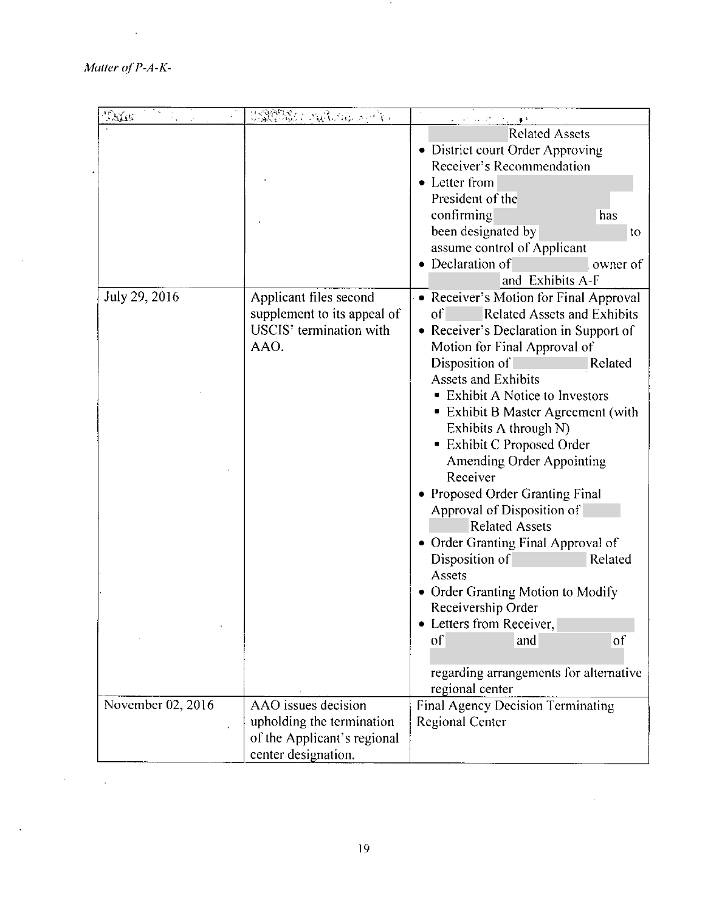| Date | USCIS Action | Documents |
| --- | --- | --- |
| | | Related Assets<br>• District court Order Approving Receiver's Recommendation<br>• Letter from President of the confirming has been designated by to assume control of Applicant<br>• Declaration of owner of and Exhibits A-F |
| July 29, 2016 | Applicant files second supplement to its appeal of USCIS' termination with AAO. | • Receiver's Motion for Final Approval of Related Assets and Exhibits<br>• Receiver's Declaration in Support of Motion for Final Approval of Disposition of Related Assets and Exhibits<br>▪ Exhibit A Notice to Investors<br>▪ Exhibit B Master Agreement (with Exhibits A through N)<br>▪ Exhibit C Proposed Order Amending Order Appointing Receiver<br>• Proposed Order Granting Final Approval of Disposition of Related Assets<br>• Order Granting Final Approval of Disposition of Related Assets<br>• Order Granting Motion to Modify Receivership Order<br>• Letters from Receiver, of and of regarding arrangements for alternative regional center |
| November 02, 2016 | AAO issues decision upholding the termination of the Applicant's regional center designation. | Final Agency Decision Terminating Regional Center |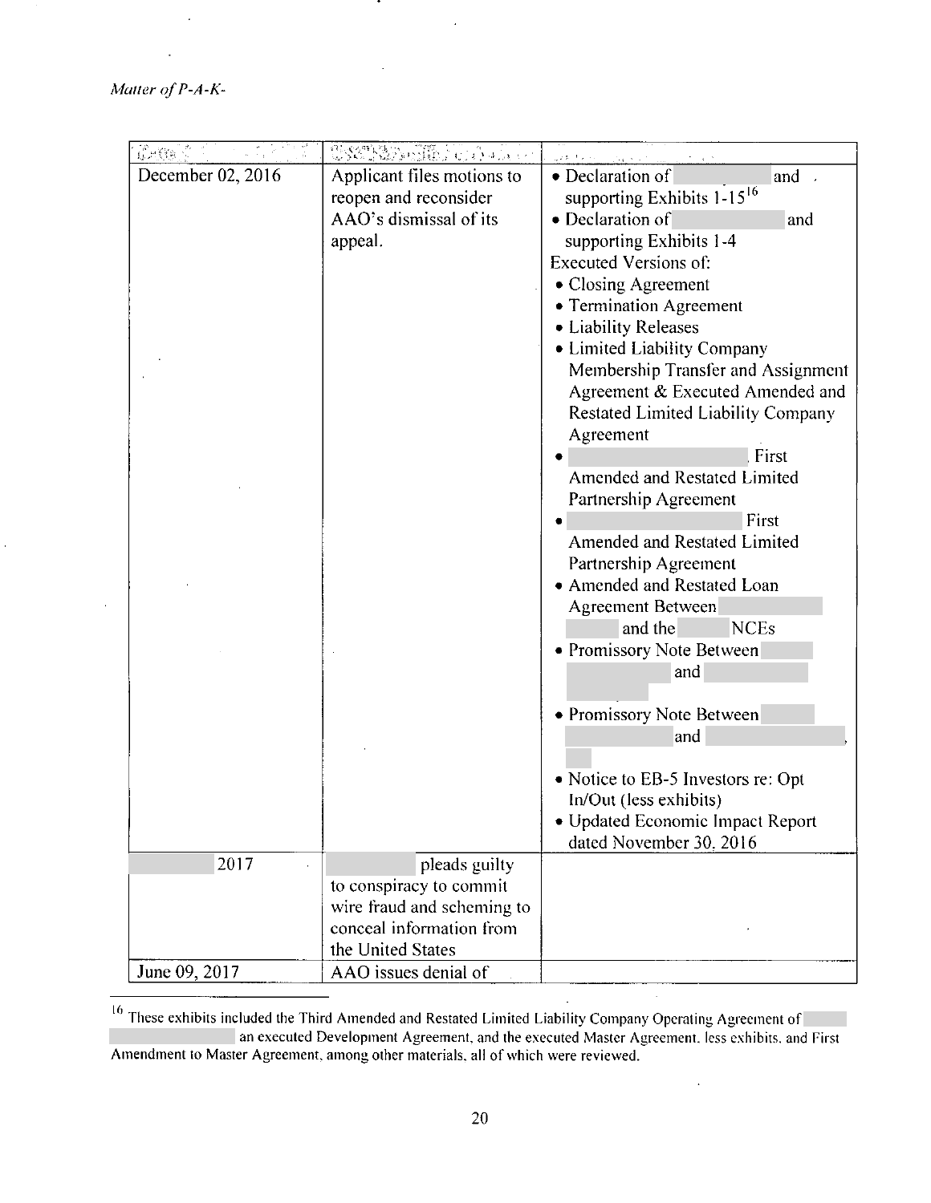| Date | Event | Documents |
|---|---|---|
| December 02, 2016 | Applicant files motions to reopen and reconsider AAO's dismissal of its appeal. | • Declaration of and supporting Exhibits 1-15[16] • Declaration of and supporting Exhibits 1-4 Executed Versions of: • Closing Agreement • Termination Agreement • Liability Releases • Limited Liability Company Membership Transfer and Assignment Agreement & Executed Amended and Restated Limited Liability Company Agreement • First Amended and Restated Limited Partnership Agreement • First Amended and Restated Limited Partnership Agreement • Amended and Restated Loan Agreement Between and the NCEs • Promissory Note Between and • Promissory Note Between and , • Notice to EB-5 Investors re: Opt In/Out (less exhibits) • Updated Economic Impact Report dated November 30, 2016 |
| 2017 | pleads guilty to conspiracy to commit wire fraud and scheming to conceal information from the United States | |
| June 09, 2017 | AAO issues denial of | |

[16] These exhibits included the Third Amended and Restated Limited Liability Company Operating Agreement of an executed Development Agreement, and the executed Master Agreement, less exhibits, and First Amendment to Master Agreement, among other materials, all of which were reviewed.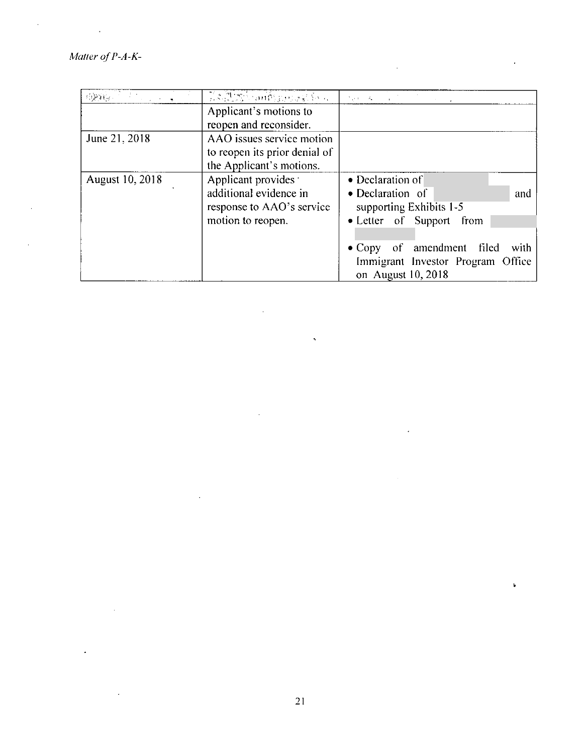| Date | Action/Filing | Evidence |
|---|---|---|
| | Applicant's motions to reopen and reconsider. | |
| June 21, 2018 | AAO issues service motion to reopen its prior denial of the Applicant's motions. | |
| August 10, 2018 | Applicant provides additional evidence in response to AAO's service motion to reopen. | • Declaration of<br>• Declaration of and supporting Exhibits 1-5<br>• Letter of Support from<br>• Copy of amendment filed with Immigrant Investor Program Office on August 10, 2018 |